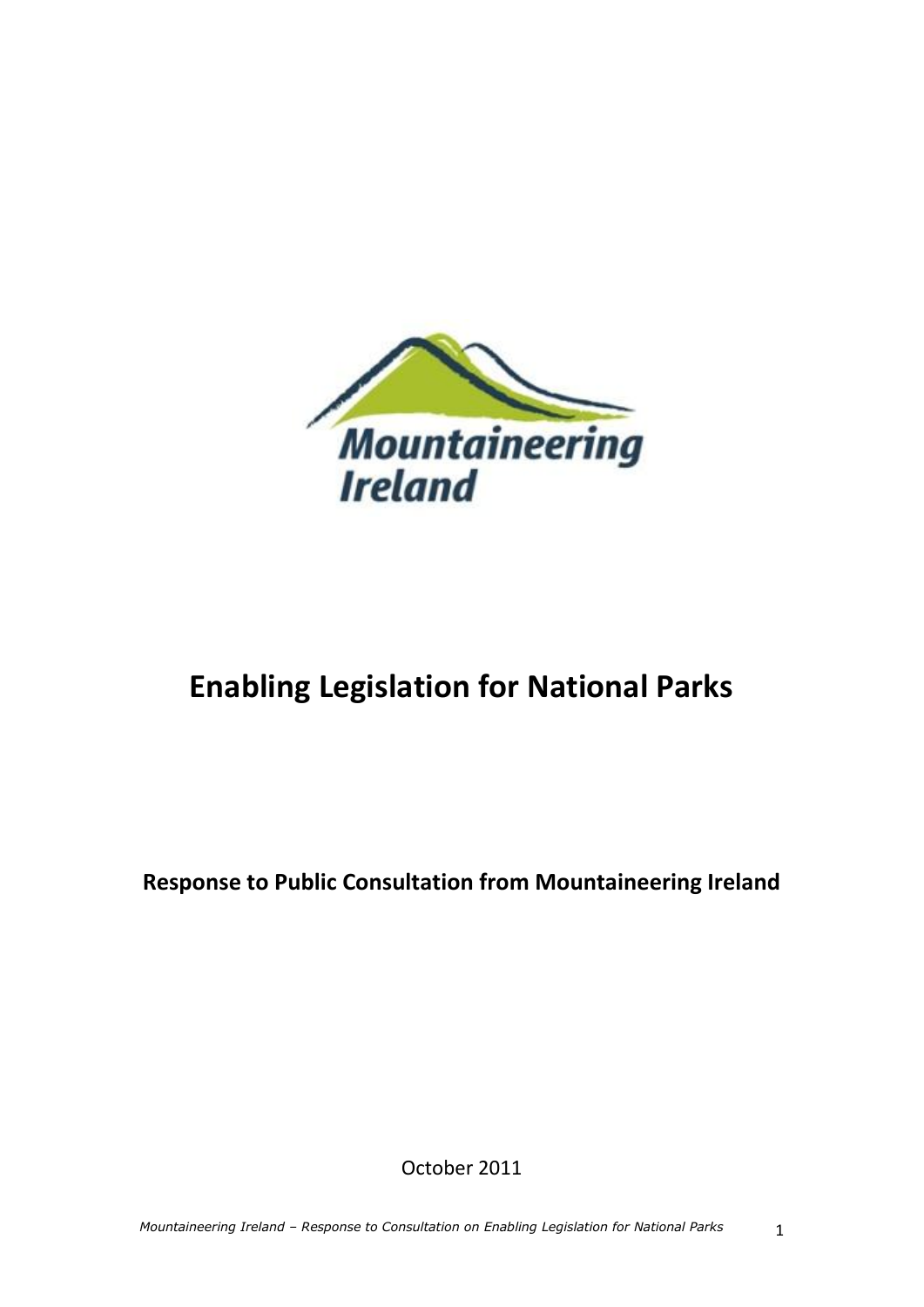Mountaineering Ireland

# Enabling Legislation for National Parks

**Response to Public Consultation from Mountaineering Ireland**

October 2011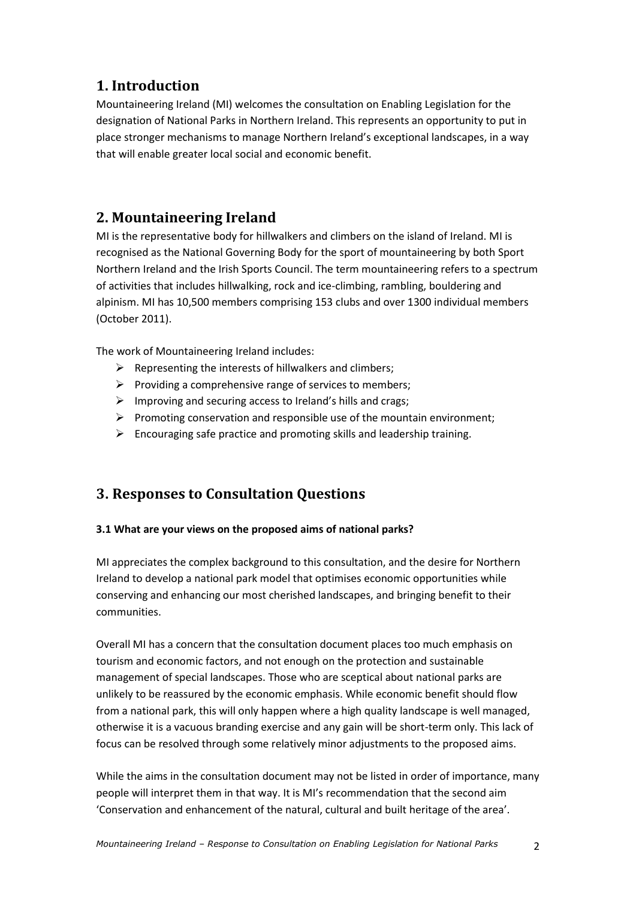## 1. Introduction

Mountaineering Ireland (MI) welcomes the consultation on Enabling Legislation for the designation of National Parks in Northern Ireland. This represents an opportunity to put in place stronger mechanisms to manage Northern Ireland's exceptional landscapes, in a way that will enable greater local social and economic benefit.

## 2. Mountaineering Ireland

MI is the representative body for hillwalkers and climbers on the island of Ireland. MI is recognised as the National Governing Body for the sport of mountaineering by both Sport Northern Ireland and the Irish Sports Council. The term mountaineering refers to a spectrum of activities that includes hillwalking, rock and ice-climbing, rambling, bouldering and alpinism. MI has 10,500 members comprising 153 clubs and over 1300 individual members (October 2011).

The work of Mountaineering Ireland includes:

- Representing the interests of hillwalkers and climbers;
- Providing a comprehensive range of services to members;
- Improving and securing access to Ireland's hills and crags;
- Promoting conservation and responsible use of the mountain environment;
- Encouraging safe practice and promoting skills and leadership training.

## 3. Responses to Consultation Questions

**3.1 What are your views on the proposed aims of national parks?**

MI appreciates the complex background to this consultation, and the desire for Northern Ireland to develop a national park model that optimises economic opportunities while conserving and enhancing our most cherished landscapes, and bringing benefit to their communities.

Overall MI has a concern that the consultation document places too much emphasis on tourism and economic factors, and not enough on the protection and sustainable management of special landscapes. Those who are sceptical about national parks are unlikely to be reassured by the economic emphasis. While economic benefit should flow from a national park, this will only happen where a high quality landscape is well managed, otherwise it is a vacuous branding exercise and any gain will be short-term only. This lack of focus can be resolved through some relatively minor adjustments to the proposed aims.

While the aims in the consultation document may not be listed in order of importance, many people will interpret them in that way. It is MI's recommendation that the second aim 'Conservation and enhancement of the natural, cultural and built heritage of the area'.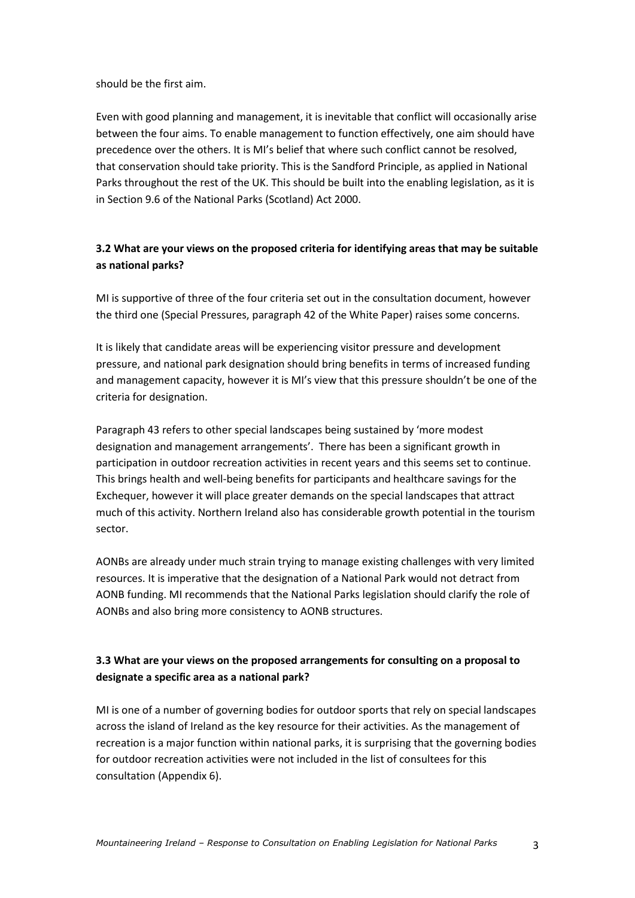should be the first aim.

Even with good planning and management, it is inevitable that conflict will occasionally arise between the four aims. To enable management to function effectively, one aim should have precedence over the others. It is MI's belief that where such conflict cannot be resolved, that conservation should take priority. This is the Sandford Principle, as applied in National Parks throughout the rest of the UK. This should be built into the enabling legislation, as it is in Section 9.6 of the National Parks (Scotland) Act 2000.

**3.2 What are your views on the proposed criteria for identifying areas that may be suitable as national parks?**

MI is supportive of three of the four criteria set out in the consultation document, however the third one (Special Pressures, paragraph 42 of the White Paper) raises some concerns.

It is likely that candidate areas will be experiencing visitor pressure and development pressure, and national park designation should bring benefits in terms of increased funding and management capacity, however it is MI's view that this pressure shouldn't be one of the criteria for designation.

Paragraph 43 refers to other special landscapes being sustained by 'more modest designation and management arrangements'. There has been a significant growth in participation in outdoor recreation activities in recent years and this seems set to continue. This brings health and well-being benefits for participants and healthcare savings for the Exchequer, however it will place greater demands on the special landscapes that attract much of this activity. Northern Ireland also has considerable growth potential in the tourism sector.

AONBs are already under much strain trying to manage existing challenges with very limited resources. It is imperative that the designation of a National Park would not detract from AONB funding. MI recommends that the National Parks legislation should clarify the role of AONBs and also bring more consistency to AONB structures.

**3.3 What are your views on the proposed arrangements for consulting on a proposal to designate a specific area as a national park?**

MI is one of a number of governing bodies for outdoor sports that rely on special landscapes across the island of Ireland as the key resource for their activities. As the management of recreation is a major function within national parks, it is surprising that the governing bodies for outdoor recreation activities were not included in the list of consultees for this consultation (Appendix 6).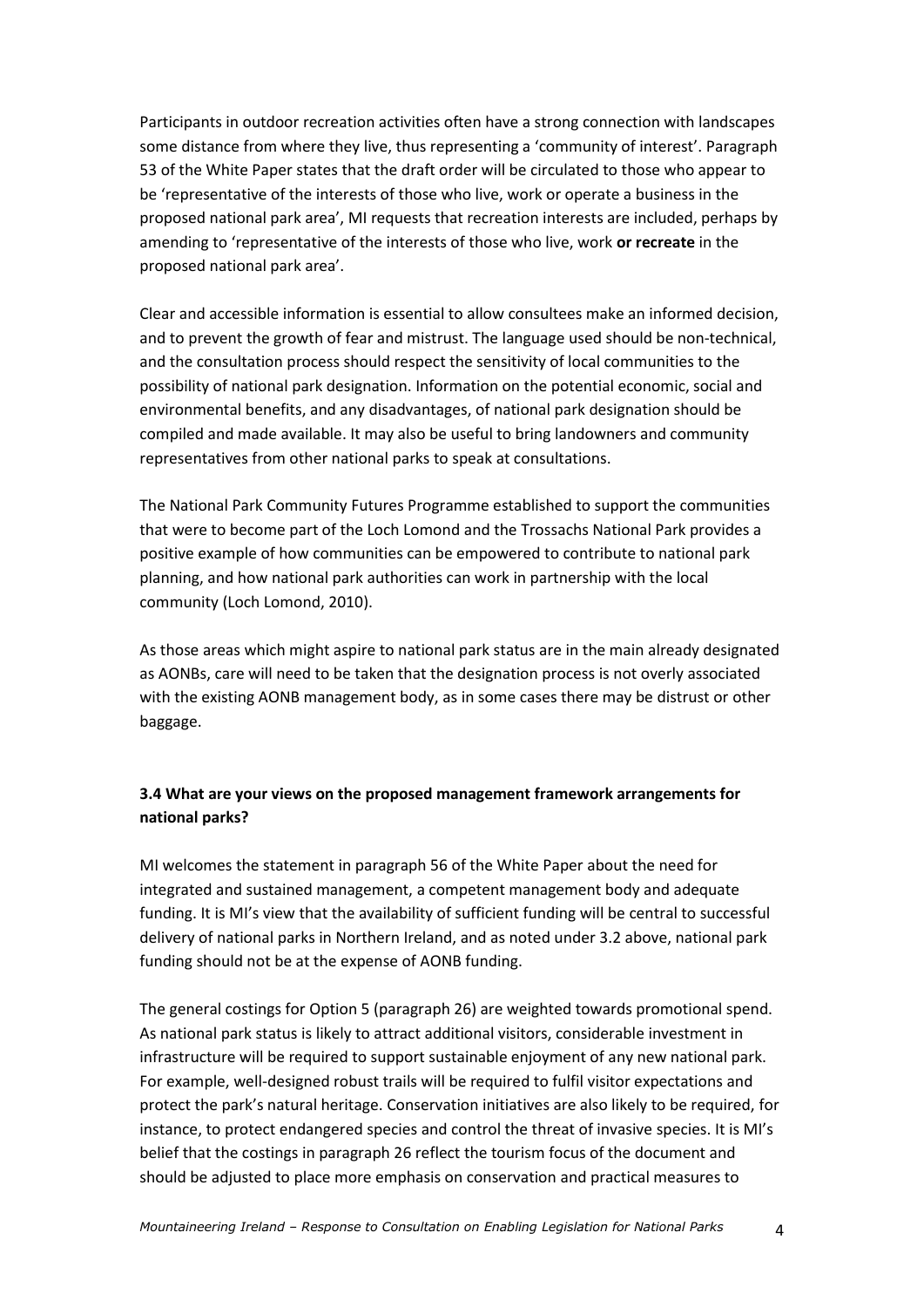Participants in outdoor recreation activities often have a strong connection with landscapes some distance from where they live, thus representing a 'community of interest'. Paragraph 53 of the White Paper states that the draft order will be circulated to those who appear to be 'representative of the interests of those who live, work or operate a business in the proposed national park area', MI requests that recreation interests are included, perhaps by amending to 'representative of the interests of those who live, work **or recreate** in the proposed national park area'.

Clear and accessible information is essential to allow consultees make an informed decision, and to prevent the growth of fear and mistrust. The language used should be non-technical, and the consultation process should respect the sensitivity of local communities to the possibility of national park designation. Information on the potential economic, social and environmental benefits, and any disadvantages, of national park designation should be compiled and made available. It may also be useful to bring landowners and community representatives from other national parks to speak at consultations.

The National Park Community Futures Programme established to support the communities that were to become part of the Loch Lomond and the Trossachs National Park provides a positive example of how communities can be empowered to contribute to national park planning, and how national park authorities can work in partnership with the local community (Loch Lomond, 2010).

As those areas which might aspire to national park status are in the main already designated as AONBs, care will need to be taken that the designation process is not overly associated with the existing AONB management body, as in some cases there may be distrust or other baggage.

**3.4 What are your views on the proposed management framework arrangements for national parks?**

MI welcomes the statement in paragraph 56 of the White Paper about the need for integrated and sustained management, a competent management body and adequate funding. It is MI's view that the availability of sufficient funding will be central to successful delivery of national parks in Northern Ireland, and as noted under 3.2 above, national park funding should not be at the expense of AONB funding.

The general costings for Option 5 (paragraph 26) are weighted towards promotional spend. As national park status is likely to attract additional visitors, considerable investment in infrastructure will be required to support sustainable enjoyment of any new national park. For example, well-designed robust trails will be required to fulfil visitor expectations and protect the park's natural heritage. Conservation initiatives are also likely to be required, for instance, to protect endangered species and control the threat of invasive species. It is MI's belief that the costings in paragraph 26 reflect the tourism focus of the document and should be adjusted to place more emphasis on conservation and practical measures to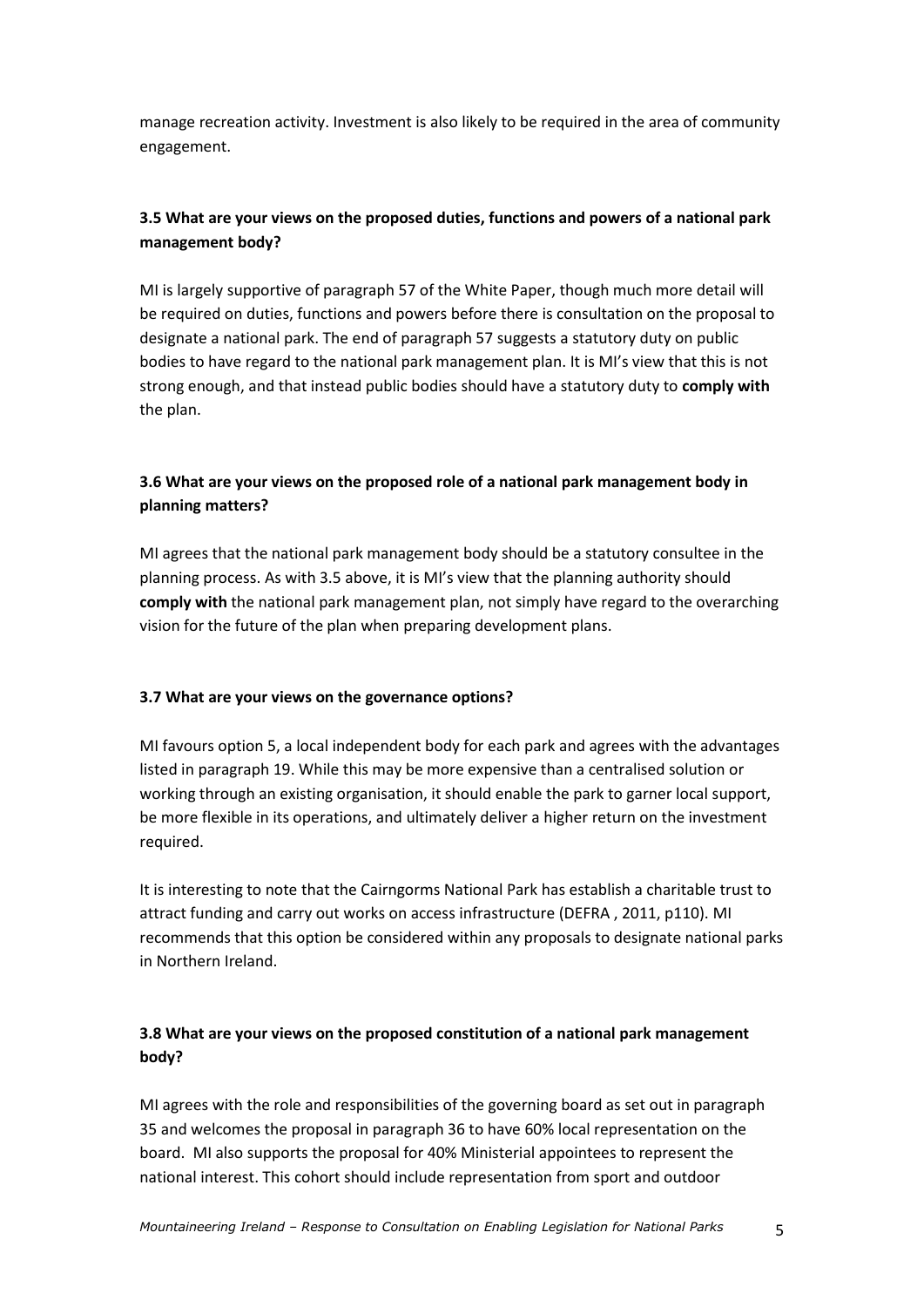manage recreation activity. Investment is also likely to be required in the area of community engagement.

### 3.5 What are your views on the proposed duties, functions and powers of a national park management body?

MI is largely supportive of paragraph 57 of the White Paper, though much more detail will be required on duties, functions and powers before there is consultation on the proposal to designate a national park. The end of paragraph 57 suggests a statutory duty on public bodies to have regard to the national park management plan. It is MI's view that this is not strong enough, and that instead public bodies should have a statutory duty to **comply with** the plan.

### 3.6 What are your views on the proposed role of a national park management body in planning matters?

MI agrees that the national park management body should be a statutory consultee in the planning process. As with 3.5 above, it is MI's view that the planning authority should **comply with** the national park management plan, not simply have regard to the overarching vision for the future of the plan when preparing development plans.

### 3.7 What are your views on the governance options?

MI favours option 5, a local independent body for each park and agrees with the advantages listed in paragraph 19. While this may be more expensive than a centralised solution or working through an existing organisation, it should enable the park to garner local support, be more flexible in its operations, and ultimately deliver a higher return on the investment required.

It is interesting to note that the Cairngorms National Park has establish a charitable trust to attract funding and carry out works on access infrastructure (DEFRA , 2011, p110). MI recommends that this option be considered within any proposals to designate national parks in Northern Ireland.

### 3.8 What are your views on the proposed constitution of a national park management body?

MI agrees with the role and responsibilities of the governing board as set out in paragraph 35 and welcomes the proposal in paragraph 36 to have 60% local representation on the board. MI also supports the proposal for 40% Ministerial appointees to represent the national interest. This cohort should include representation from sport and outdoor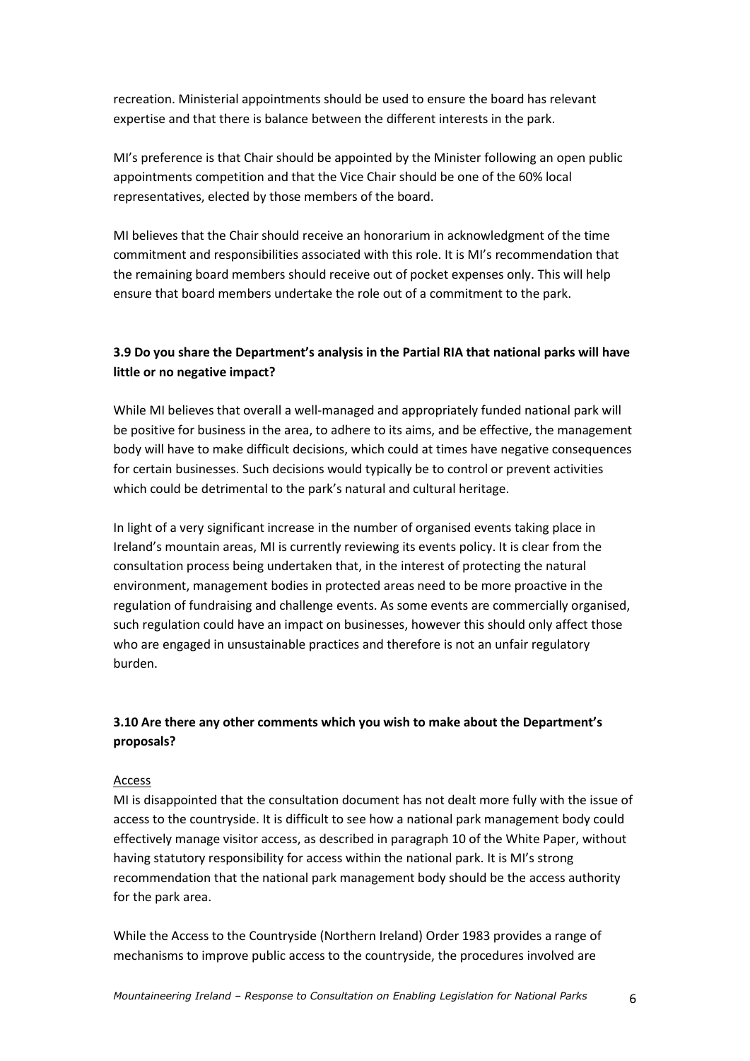recreation. Ministerial appointments should be used to ensure the board has relevant expertise and that there is balance between the different interests in the park.

MI's preference is that Chair should be appointed by the Minister following an open public appointments competition and that the Vice Chair should be one of the 60% local representatives, elected by those members of the board.

MI believes that the Chair should receive an honorarium in acknowledgment of the time commitment and responsibilities associated with this role. It is MI's recommendation that the remaining board members should receive out of pocket expenses only. This will help ensure that board members undertake the role out of a commitment to the park.

### 3.9 Do you share the Department's analysis in the Partial RIA that national parks will have little or no negative impact?

While MI believes that overall a well-managed and appropriately funded national park will be positive for business in the area, to adhere to its aims, and be effective, the management body will have to make difficult decisions, which could at times have negative consequences for certain businesses. Such decisions would typically be to control or prevent activities which could be detrimental to the park's natural and cultural heritage.

In light of a very significant increase in the number of organised events taking place in Ireland's mountain areas, MI is currently reviewing its events policy. It is clear from the consultation process being undertaken that, in the interest of protecting the natural environment, management bodies in protected areas need to be more proactive in the regulation of fundraising and challenge events. As some events are commercially organised, such regulation could have an impact on businesses, however this should only affect those who are engaged in unsustainable practices and therefore is not an unfair regulatory burden.

### 3.10 Are there any other comments which you wish to make about the Department's proposals?

<u>Access</u>

MI is disappointed that the consultation document has not dealt more fully with the issue of access to the countryside. It is difficult to see how a national park management body could effectively manage visitor access, as described in paragraph 10 of the White Paper, without having statutory responsibility for access within the national park. It is MI's strong recommendation that the national park management body should be the access authority for the park area.

While the Access to the Countryside (Northern Ireland) Order 1983 provides a range of mechanisms to improve public access to the countryside, the procedures involved are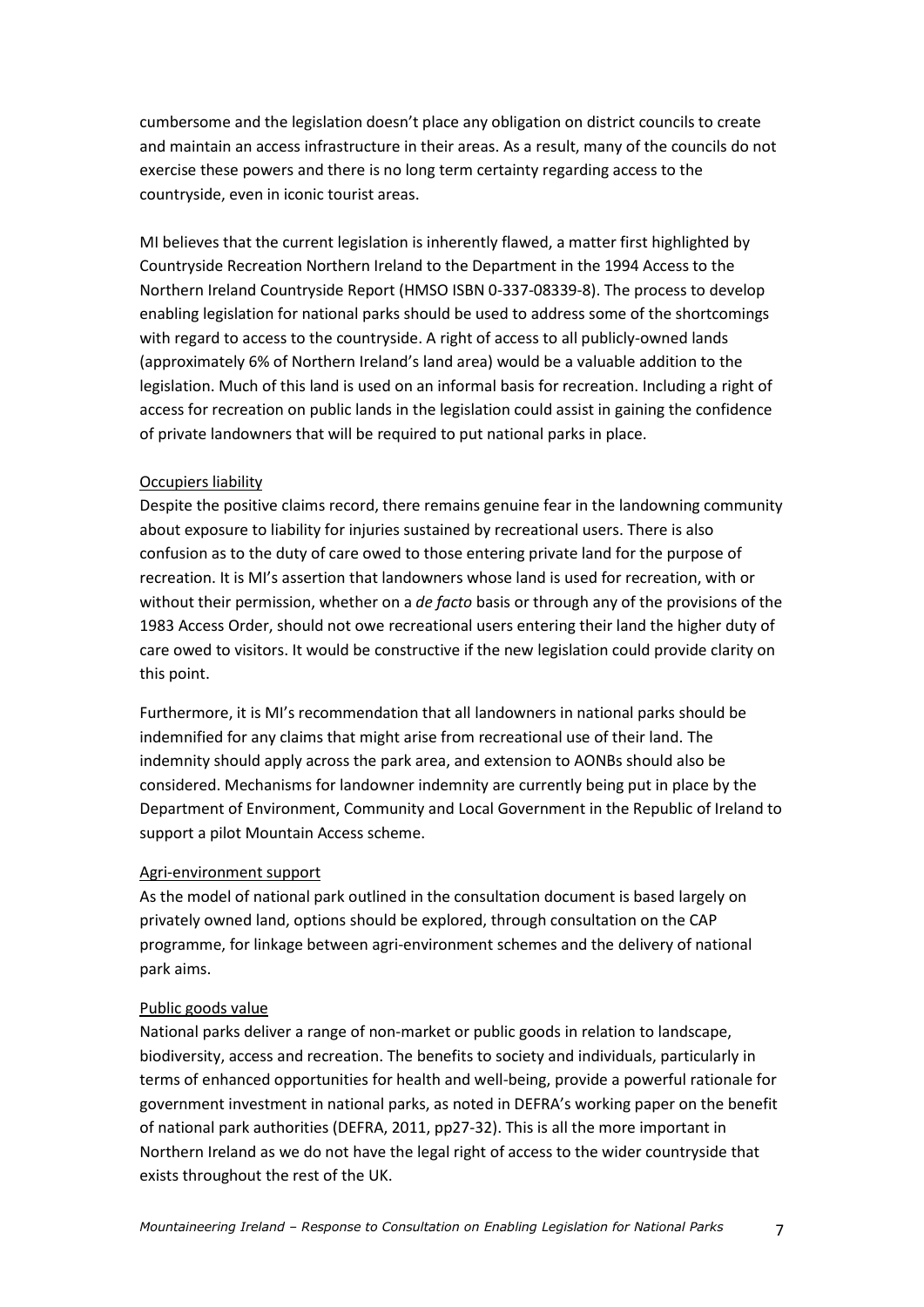cumbersome and the legislation doesn't place any obligation on district councils to create and maintain an access infrastructure in their areas. As a result, many of the councils do not exercise these powers and there is no long term certainty regarding access to the countryside, even in iconic tourist areas.

MI believes that the current legislation is inherently flawed, a matter first highlighted by Countryside Recreation Northern Ireland to the Department in the 1994 Access to the Northern Ireland Countryside Report (HMSO ISBN 0-337-08339-8). The process to develop enabling legislation for national parks should be used to address some of the shortcomings with regard to access to the countryside. A right of access to all publicly-owned lands (approximately 6% of Northern Ireland's land area) would be a valuable addition to the legislation. Much of this land is used on an informal basis for recreation. Including a right of access for recreation on public lands in the legislation could assist in gaining the confidence of private landowners that will be required to put national parks in place.

<u>Occupiers liability</u>

Despite the positive claims record, there remains genuine fear in the landowning community about exposure to liability for injuries sustained by recreational users. There is also confusion as to the duty of care owed to those entering private land for the purpose of recreation. It is MI's assertion that landowners whose land is used for recreation, with or without their permission, whether on a *de facto* basis or through any of the provisions of the 1983 Access Order, should not owe recreational users entering their land the higher duty of care owed to visitors. It would be constructive if the new legislation could provide clarity on this point.

Furthermore, it is MI's recommendation that all landowners in national parks should be indemnified for any claims that might arise from recreational use of their land. The indemnity should apply across the park area, and extension to AONBs should also be considered. Mechanisms for landowner indemnity are currently being put in place by the Department of Environment, Community and Local Government in the Republic of Ireland to support a pilot Mountain Access scheme.

<u>Agri-environment support</u>

As the model of national park outlined in the consultation document is based largely on privately owned land, options should be explored, through consultation on the CAP programme, for linkage between agri-environment schemes and the delivery of national park aims.

<u>Public goods value</u>

National parks deliver a range of non-market or public goods in relation to landscape, biodiversity, access and recreation. The benefits to society and individuals, particularly in terms of enhanced opportunities for health and well-being, provide a powerful rationale for government investment in national parks, as noted in DEFRA's working paper on the benefit of national park authorities (DEFRA, 2011, pp27-32). This is all the more important in Northern Ireland as we do not have the legal right of access to the wider countryside that exists throughout the rest of the UK.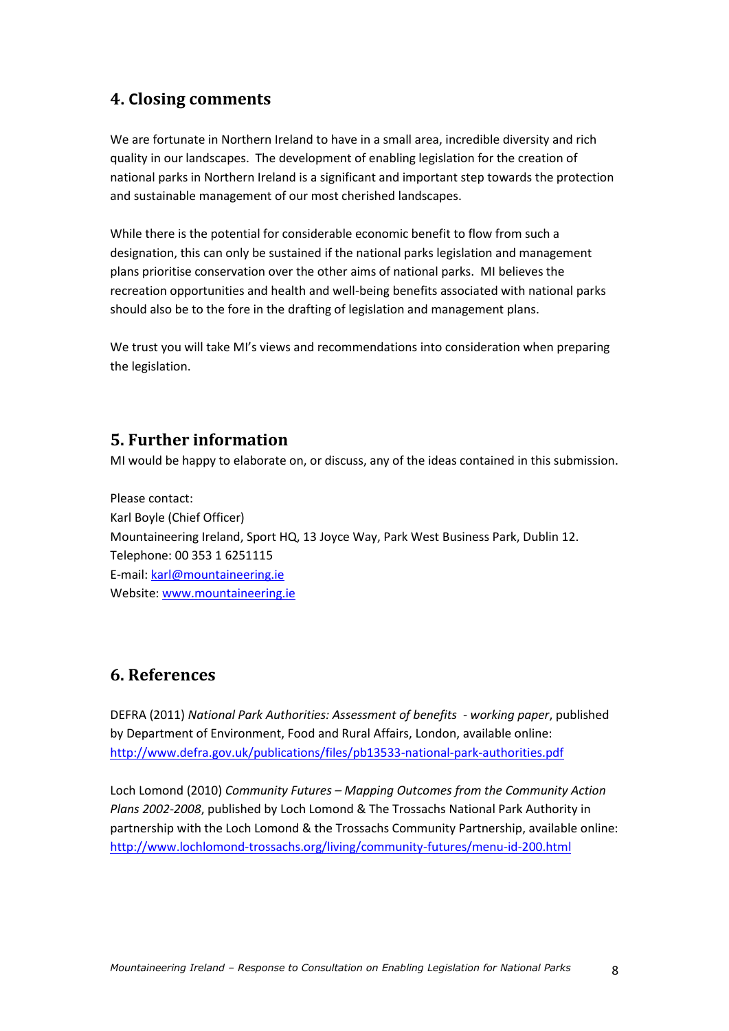## 4. Closing comments

We are fortunate in Northern Ireland to have in a small area, incredible diversity and rich quality in our landscapes. The development of enabling legislation for the creation of national parks in Northern Ireland is a significant and important step towards the protection and sustainable management of our most cherished landscapes.

While there is the potential for considerable economic benefit to flow from such a designation, this can only be sustained if the national parks legislation and management plans prioritise conservation over the other aims of national parks. MI believes the recreation opportunities and health and well-being benefits associated with national parks should also be to the fore in the drafting of legislation and management plans.

We trust you will take MI's views and recommendations into consideration when preparing the legislation.

## 5. Further information

MI would be happy to elaborate on, or discuss, any of the ideas contained in this submission.

Please contact:
Karl Boyle (Chief Officer)
Mountaineering Ireland, Sport HQ, 13 Joyce Way, Park West Business Park, Dublin 12.
Telephone: 00 353 1 6251115
E-mail: karl@mountaineering.ie
Website: www.mountaineering.ie

## 6. References

DEFRA (2011) *National Park Authorities: Assessment of benefits - working paper*, published by Department of Environment, Food and Rural Affairs, London, available online: http://www.defra.gov.uk/publications/files/pb13533-national-park-authorities.pdf

Loch Lomond (2010) *Community Futures – Mapping Outcomes from the Community Action Plans 2002-2008*, published by Loch Lomond & The Trossachs National Park Authority in partnership with the Loch Lomond & the Trossachs Community Partnership, available online: http://www.lochlomond-trossachs.org/living/community-futures/menu-id-200.html